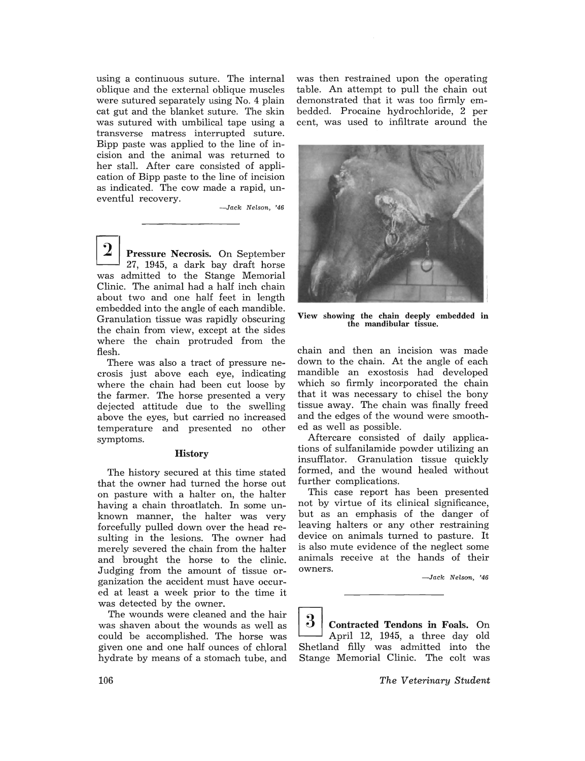using a continuous suture. The internal oblique and the external oblique muscles were sutured separately using No. 4 plain cat gut and the blanket suture. The skin was sutured with umbilical tape using a transverse matress interrupted suture. Bipp paste was applied to the line of incision and the animal was returned to her stall. After care consisted of application of Bipp paste to the line of incision as indicated. The cow made a rapid, uneventful recovery.

*—Jack Nelson, '46*

---

## 2 Pressure Necrosis.

On September 27, 1945, a dark bay draft horse was admitted to the Stange Memorial Clinic. The animal had a half inch chain about two and one half feet in length embedded into the angle of each mandible. Granulation tissue was rapidly obscuring the chain from view, except at the sides where the chain protruded from the flesh.

There was also a tract of pressure necrosis just above each eye, indicating where the chain had been cut loose by the farmer. The horse presented a very dejected attitude due to the swelling above the eyes, but carried no increased temperature and presented no other symptoms.

### History

The history secured at this time stated that the owner had turned the horse out on pasture with a halter on, the halter having a chain throatlatch. In some unknown manner, the halter was very forcefully pulled down over the head resulting in the lesions. The owner had merely severed the chain from the halter and brought the horse to the clinic. Judging from the amount of tissue organization the accident must have occured at least a week prior to the time it was detected by the owner.

The wounds were cleaned and the hair was shaven about the wounds as well as could be accomplished. The horse was given one and one half ounces of chloral hydrate by means of a stomach tube, and was then restrained upon the operating table. An attempt to pull the chain out demonstrated that it was too firmly embedded. Procaine hydrochloride, 2 per cent, was used to infiltrate around the chain and then an incision was made down to the chain. At the angle of each mandible an exostosis had developed which so firmly incorporated the chain that it was necessary to chisel the bony tissue away. The chain was finally freed and the edges of the wound were smoothed as well as possible.

**View showing the chain deeply embedded in the mandibular tissue.**

Aftercare consisted of daily applications of sulfanilamide powder utilizing an insufflator. Granulation tissue quickly formed, and the wound healed without further complications.

This case report has been presented not by virtue of its clinical significance, but as an emphasis of the danger of leaving halters or any other restraining device on animals turned to pasture. It is also mute evidence of the neglect some animals receive at the hands of their owners.

*—Jack Nelson, '46*

---

## 3 Contracted Tendons in Foals.

On April 12, 1945, a three day old Shetland filly was admitted into the Stange Memorial Clinic. The colt was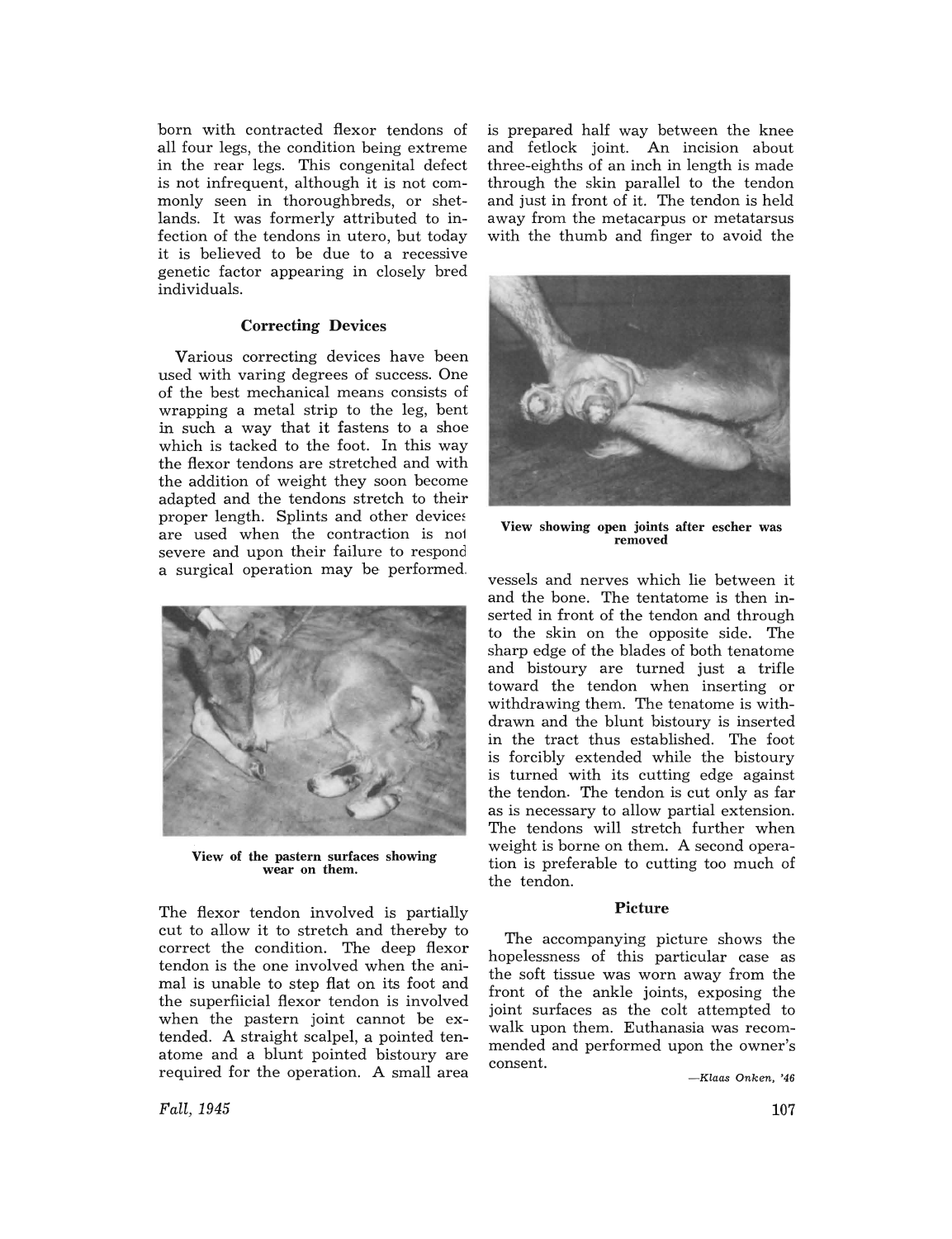born with contracted flexor tendons of all four legs, the condition being extreme in the rear legs. This congenital defect is not infrequent, although it is not commonly seen in thoroughbreds, or shetlands. It was formerly attributed to infection of the tendons in utero, but today it is believed to be due to a recessive genetic factor appearing in closely bred individuals.

### Correcting Devices

Various correcting devices have been used with varing degrees of success. One of the best mechanical means consists of wrapping a metal strip to the leg, bent in such a way that it fastens to a shoe which is tacked to the foot. In this way the flexor tendons are stretched and with the addition of weight they soon become adapted and the tendons stretch to their proper length. Splints and other devices are used when the contraction is not severe and upon their failure to respond a surgical operation may be performed.

**View of the pastern surfaces showing wear on them.**

The flexor tendon involved is partially cut to allow it to stretch and thereby to correct the condition. The deep flexor tendon is the one involved when the animal is unable to step flat on its foot and the superfiicial flexor tendon is involved when the pastern joint cannot be extended. A straight scalpel, a pointed tenatome and a blunt pointed bistoury are required for the operation. A small area is prepared half way between the knee and fetlock joint. An incision about three-eighths of an inch in length is made through the skin parallel to the tendon and just in front of it. The tendon is held away from the metacarpus or metatarsus with the thumb and finger to avoid the vessels and nerves which lie between it and the bone. The tentatome is then inserted in front of the tendon and through to the skin on the opposite side. The sharp edge of the blades of both tenatome and bistoury are turned just a trifle toward the tendon when inserting or withdrawing them. The tenatome is withdrawn and the blunt bistoury is inserted in the tract thus established. The foot is forcibly extended while the bistoury is turned with its cutting edge against the tendon. The tendon is cut only as far as is necessary to allow partial extension. The tendons will stretch further when weight is borne on them. A second operation is preferable to cutting too much of the tendon.

**View showing open joints after escher was removed**

### Picture

The accompanying picture shows the hopelessness of this particular case as the soft tissue was worn away from the front of the ankle joints, exposing the joint surfaces as the colt attempted to walk upon them. Euthanasia was recommended and performed upon the owner's consent.

*—Klaas Onken, '46*